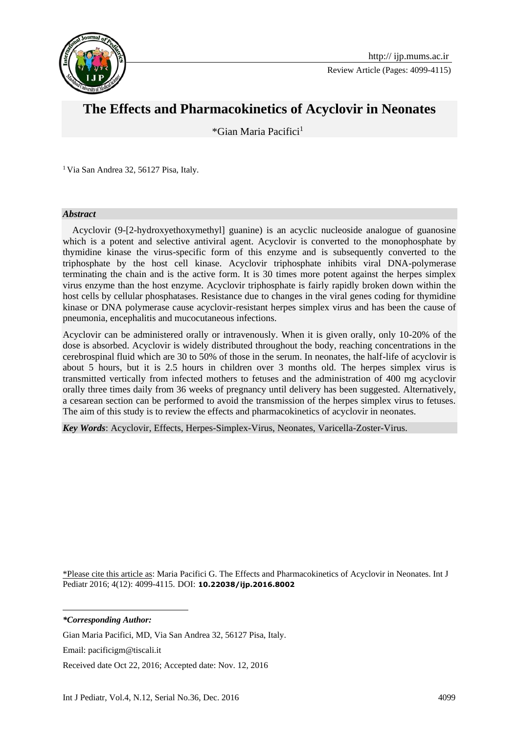# The Effects and Pharmacokinetics of Acyclovir in Neonates

*Gian Maria Pacifici[1]

[1] Via San Andrea 32, 56127 Pisa, Italy.

***Abstract***

Acyclovir (9-[2-hydroxyethoxymethyl] guanine) is an acyclic nucleoside analogue of guanosine which is a potent and selective antiviral agent. Acyclovir is converted to the monophosphate by thymidine kinase the virus-specific form of this enzyme and is subsequently converted to the triphosphate by the host cell kinase. Acyclovir triphosphate inhibits viral DNA-polymerase terminating the chain and is the active form. It is 30 times more potent against the herpes simplex virus enzyme than the host enzyme. Acyclovir triphosphate is fairly rapidly broken down within the host cells by cellular phosphatases. Resistance due to changes in the viral genes coding for thymidine kinase or DNA polymerase cause acyclovir-resistant herpes simplex virus and has been the cause of pneumonia, encephalitis and mucocutaneous infections.

Acyclovir can be administered orally or intravenously. When it is given orally, only 10-20% of the dose is absorbed. Acyclovir is widely distributed throughout the body, reaching concentrations in the cerebrospinal fluid which are 30 to 50% of those in the serum. In neonates, the half-life of acyclovir is about 5 hours, but it is 2.5 hours in children over 3 months old. The herpes simplex virus is transmitted vertically from infected mothers to fetuses and the administration of 400 mg acyclovir orally three times daily from 36 weeks of pregnancy until delivery has been suggested. Alternatively, a cesarean section can be performed to avoid the transmission of the herpes simplex virus to fetuses. The aim of this study is to review the effects and pharmacokinetics of acyclovir in neonates.

***Key Words***: Acyclovir, Effects, Herpes-Simplex-Virus, Neonates, Varicella-Zoster-Virus.

*Please cite this article as: Maria Pacifici G. The Effects and Pharmacokinetics of Acyclovir in Neonates. Int J Pediatr 2016; 4(12): 4099-4115. DOI: **10.22038/ijp.2016.8002**

***\*Corresponding Author:***

Gian Maria Pacifici, MD, Via San Andrea 32, 56127 Pisa, Italy.

Email: pacificigm@tiscali.it

Received date Oct 22, 2016; Accepted date: Nov. 12, 2016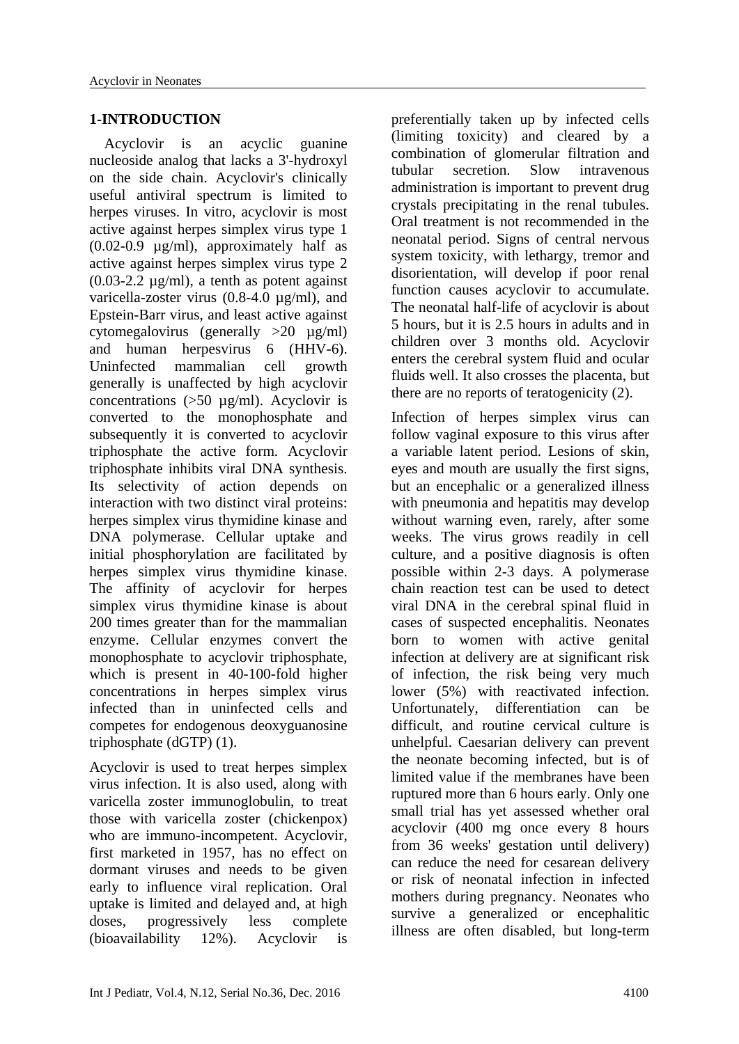## 1-INTRODUCTION

Acyclovir is an acyclic guanine nucleoside analog that lacks a 3'-hydroxyl on the side chain. Acyclovir's clinically useful antiviral spectrum is limited to herpes viruses. In vitro, acyclovir is most active against herpes simplex virus type 1 (0.02-0.9 µg/ml), approximately half as active against herpes simplex virus type 2 (0.03-2.2 µg/ml), a tenth as potent against varicella-zoster virus (0.8-4.0 µg/ml), and Epstein-Barr virus, and least active against cytomegalovirus (generally >20 µg/ml) and human herpesvirus 6 (HHV-6). Uninfected mammalian cell growth generally is unaffected by high acyclovir concentrations (>50 µg/ml). Acyclovir is converted to the monophosphate and subsequently it is converted to acyclovir triphosphate the active form. Acyclovir triphosphate inhibits viral DNA synthesis. Its selectivity of action depends on interaction with two distinct viral proteins: herpes simplex virus thymidine kinase and DNA polymerase. Cellular uptake and initial phosphorylation are facilitated by herpes simplex virus thymidine kinase. The affinity of acyclovir for herpes simplex virus thymidine kinase is about 200 times greater than for the mammalian enzyme. Cellular enzymes convert the monophosphate to acyclovir triphosphate, which is present in 40-100-fold higher concentrations in herpes simplex virus infected than in uninfected cells and competes for endogenous deoxyguanosine triphosphate (dGTP) (1).

Acyclovir is used to treat herpes simplex virus infection. It is also used, along with varicella zoster immunoglobulin, to treat those with varicella zoster (chickenpox) who are immuno-incompetent. Acyclovir, first marketed in 1957, has no effect on dormant viruses and needs to be given early to influence viral replication. Oral uptake is limited and delayed and, at high doses, progressively less complete (bioavailability 12%). Acyclovir is preferentially taken up by infected cells (limiting toxicity) and cleared by a combination of glomerular filtration and tubular secretion. Slow intravenous administration is important to prevent drug crystals precipitating in the renal tubules. Oral treatment is not recommended in the neonatal period. Signs of central nervous system toxicity, with lethargy, tremor and disorientation, will develop if poor renal function causes acyclovir to accumulate. The neonatal half-life of acyclovir is about 5 hours, but it is 2.5 hours in adults and in children over 3 months old. Acyclovir enters the cerebral system fluid and ocular fluids well. It also crosses the placenta, but there are no reports of teratogenicity (2).

Infection of herpes simplex virus can follow vaginal exposure to this virus after a variable latent period. Lesions of skin, eyes and mouth are usually the first signs, but an encephalic or a generalized illness with pneumonia and hepatitis may develop without warning even, rarely, after some weeks. The virus grows readily in cell culture, and a positive diagnosis is often possible within 2-3 days. A polymerase chain reaction test can be used to detect viral DNA in the cerebral spinal fluid in cases of suspected encephalitis. Neonates born to women with active genital infection at delivery are at significant risk of infection, the risk being very much lower (5%) with reactivated infection. Unfortunately, differentiation can be difficult, and routine cervical culture is unhelpful. Caesarian delivery can prevent the neonate becoming infected, but is of limited value if the membranes have been ruptured more than 6 hours early. Only one small trial has yet assessed whether oral acyclovir (400 mg once every 8 hours from 36 weeks' gestation until delivery) can reduce the need for cesarean delivery or risk of neonatal infection in infected mothers during pregnancy. Neonates who survive a generalized or encephalitic illness are often disabled, but long-term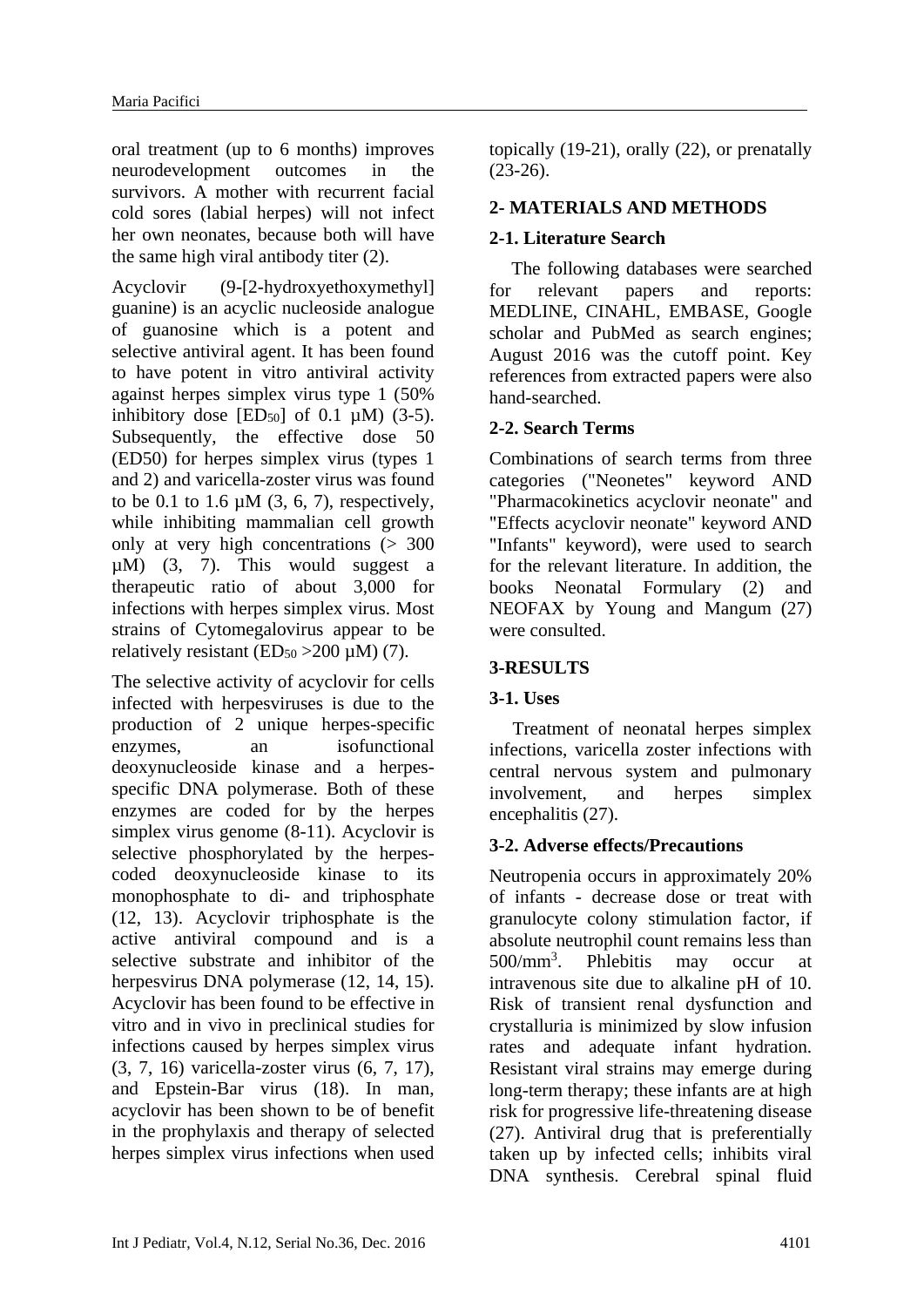oral treatment (up to 6 months) improves neurodevelopment outcomes in the survivors. A mother with recurrent facial cold sores (labial herpes) will not infect her own neonates, because both will have the same high viral antibody titer (2).

Acyclovir (9-[2-hydroxyethoxymethyl] guanine) is an acyclic nucleoside analogue of guanosine which is a potent and selective antiviral agent. It has been found to have potent in vitro antiviral activity against herpes simplex virus type 1 (50% inhibitory dose [$ED_{50}$] of 0.1 µM) (3-5). Subsequently, the effective dose 50 (ED50) for herpes simplex virus (types 1 and 2) and varicella-zoster virus was found to be 0.1 to 1.6 µM (3, 6, 7), respectively, while inhibiting mammalian cell growth only at very high concentrations (> 300 µM) (3, 7). This would suggest a therapeutic ratio of about 3,000 for infections with herpes simplex virus. Most strains of Cytomegalovirus appear to be relatively resistant ($ED_{50}$ >200 µM) (7).

The selective activity of acyclovir for cells infected with herpesviruses is due to the production of 2 unique herpes-specific enzymes, an isofunctional deoxynucleoside kinase and a herpes-specific DNA polymerase. Both of these enzymes are coded for by the herpes simplex virus genome (8-11). Acyclovir is selective phosphorylated by the herpes-coded deoxynucleoside kinase to its monophosphate to di- and triphosphate (12, 13). Acyclovir triphosphate is the active antiviral compound and is a selective substrate and inhibitor of the herpesvirus DNA polymerase (12, 14, 15). Acyclovir has been found to be effective in vitro and in vivo in preclinical studies for infections caused by herpes simplex virus (3, 7, 16) varicella-zoster virus (6, 7, 17), and Epstein-Bar virus (18). In man, acyclovir has been shown to be of benefit in the prophylaxis and therapy of selected herpes simplex virus infections when used topically (19-21), orally (22), or prenatally (23-26).

## 2- MATERIALS AND METHODS

### 2-1. Literature Search

The following databases were searched for relevant papers and reports: MEDLINE, CINAHL, EMBASE, Google scholar and PubMed as search engines; August 2016 was the cutoff point. Key references from extracted papers were also hand-searched.

### 2-2. Search Terms

Combinations of search terms from three categories ("Neonetes" keyword AND "Pharmacokinetics acyclovir neonate" and "Effects acyclovir neonate" keyword AND "Infants" keyword), were used to search for the relevant literature. In addition, the books Neonatal Formulary (2) and NEOFAX by Young and Mangum (27) were consulted.

## 3-RESULTS

### 3-1. Uses

Treatment of neonatal herpes simplex infections, varicella zoster infections with central nervous system and pulmonary involvement, and herpes simplex encephalitis (27).

### 3-2. Adverse effects/Precautions

Neutropenia occurs in approximately 20% of infants - decrease dose or treat with granulocyte colony stimulation factor, if absolute neutrophil count remains less than $500/mm^3$. Phlebitis may occur at intravenous site due to alkaline pH of 10. Risk of transient renal dysfunction and crystalluria is minimized by slow infusion rates and adequate infant hydration. Resistant viral strains may emerge during long-term therapy; these infants are at high risk for progressive life-threatening disease (27). Antiviral drug that is preferentially taken up by infected cells; inhibits viral DNA synthesis. Cerebral spinal fluid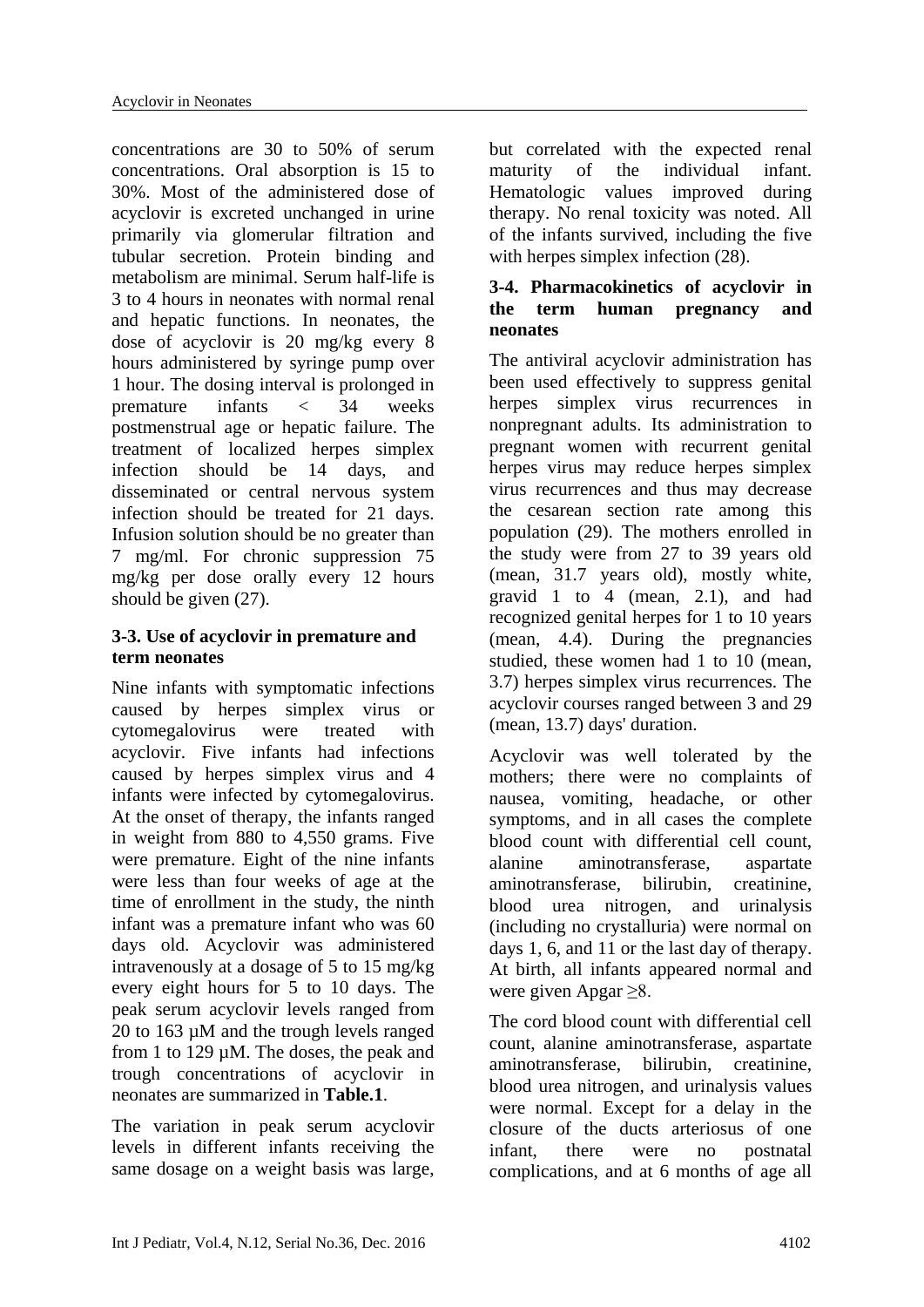concentrations are 30 to 50% of serum concentrations. Oral absorption is 15 to 30%. Most of the administered dose of acyclovir is excreted unchanged in urine primarily via glomerular filtration and tubular secretion. Protein binding and metabolism are minimal. Serum half-life is 3 to 4 hours in neonates with normal renal and hepatic functions. In neonates, the dose of acyclovir is 20 mg/kg every 8 hours administered by syringe pump over 1 hour. The dosing interval is prolonged in premature infants < 34 weeks postmenstrual age or hepatic failure. The treatment of localized herpes simplex infection should be 14 days, and disseminated or central nervous system infection should be treated for 21 days. Infusion solution should be no greater than 7 mg/ml. For chronic suppression 75 mg/kg per dose orally every 12 hours should be given (27).

### 3-3. Use of acyclovir in premature and term neonates

Nine infants with symptomatic infections caused by herpes simplex virus or cytomegalovirus were treated with acyclovir. Five infants had infections caused by herpes simplex virus and 4 infants were infected by cytomegalovirus. At the onset of therapy, the infants ranged in weight from 880 to 4,550 grams. Five were premature. Eight of the nine infants were less than four weeks of age at the time of enrollment in the study, the ninth infant was a premature infant who was 60 days old. Acyclovir was administered intravenously at a dosage of 5 to 15 mg/kg every eight hours for 5 to 10 days. The peak serum acyclovir levels ranged from 20 to 163 µM and the trough levels ranged from 1 to 129 µM. The doses, the peak and trough concentrations of acyclovir in neonates are summarized in **Table.1**.

The variation in peak serum acyclovir levels in different infants receiving the same dosage on a weight basis was large, but correlated with the expected renal maturity of the individual infant. Hematologic values improved during therapy. No renal toxicity was noted. All of the infants survived, including the five with herpes simplex infection (28).

### 3-4. Pharmacokinetics of acyclovir in the term human pregnancy and neonates

The antiviral acyclovir administration has been used effectively to suppress genital herpes simplex virus recurrences in nonpregnant adults. Its administration to pregnant women with recurrent genital herpes virus may reduce herpes simplex virus recurrences and thus may decrease the cesarean section rate among this population (29). The mothers enrolled in the study were from 27 to 39 years old (mean, 31.7 years old), mostly white, gravid 1 to 4 (mean, 2.1), and had recognized genital herpes for 1 to 10 years (mean, 4.4). During the pregnancies studied, these women had 1 to 10 (mean, 3.7) herpes simplex virus recurrences. The acyclovir courses ranged between 3 and 29 (mean, 13.7) days' duration.

Acyclovir was well tolerated by the mothers; there were no complaints of nausea, vomiting, headache, or other symptoms, and in all cases the complete blood count with differential cell count, alanine aminotransferase, aspartate aminotransferase, bilirubin, creatinine, blood urea nitrogen, and urinalysis (including no crystalluria) were normal on days 1, 6, and 11 or the last day of therapy. At birth, all infants appeared normal and were given Apgar ≥8.

The cord blood count with differential cell count, alanine aminotransferase, aspartate aminotransferase, bilirubin, creatinine, blood urea nitrogen, and urinalysis values were normal. Except for a delay in the closure of the ducts arteriosus of one infant, there were no postnatal complications, and at 6 months of age all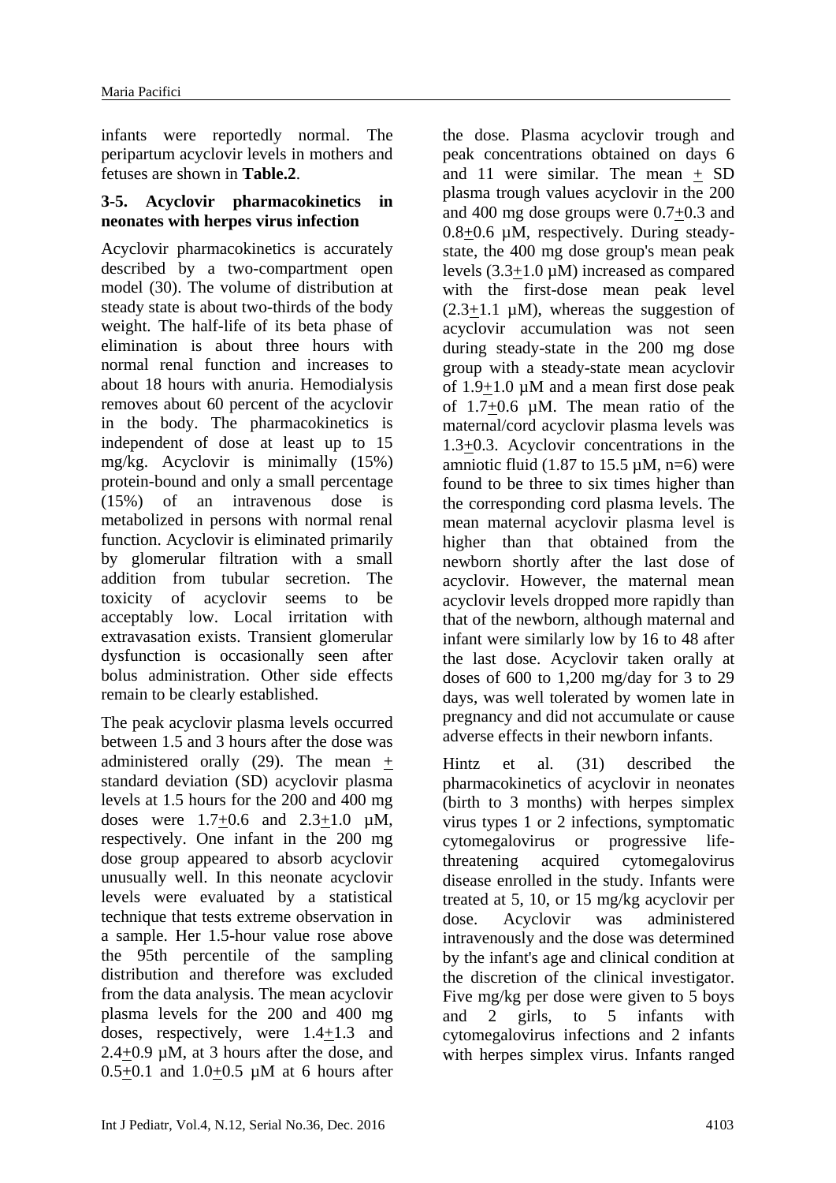infants were reportedly normal. The peripartum acyclovir levels in mothers and fetuses are shown in **Table.2**.

### 3-5. Acyclovir pharmacokinetics in neonates with herpes virus infection

Acyclovir pharmacokinetics is accurately described by a two-compartment open model (30). The volume of distribution at steady state is about two-thirds of the body weight. The half-life of its beta phase of elimination is about three hours with normal renal function and increases to about 18 hours with anuria. Hemodialysis removes about 60 percent of the acyclovir in the body. The pharmacokinetics is independent of dose at least up to 15 mg/kg. Acyclovir is minimally (15%) protein-bound and only a small percentage (15%) of an intravenous dose is metabolized in persons with normal renal function. Acyclovir is eliminated primarily by glomerular filtration with a small addition from tubular secretion. The toxicity of acyclovir seems to be acceptably low. Local irritation with extravasation exists. Transient glomerular dysfunction is occasionally seen after bolus administration. Other side effects remain to be clearly established.

The peak acyclovir plasma levels occurred between 1.5 and 3 hours after the dose was administered orally (29). The mean $\pm$ standard deviation (SD) acyclovir plasma levels at 1.5 hours for the 200 and 400 mg doses were 1.7$\pm$0.6 and 2.3$\pm$1.0 µM, respectively. One infant in the 200 mg dose group appeared to absorb acyclovir unusually well. In this neonate acyclovir levels were evaluated by a statistical technique that tests extreme observation in a sample. Her 1.5-hour value rose above the 95th percentile of the sampling distribution and therefore was excluded from the data analysis. The mean acyclovir plasma levels for the 200 and 400 mg doses, respectively, were 1.4$\pm$1.3 and 2.4$\pm$0.9 µM, at 3 hours after the dose, and 0.5$\pm$0.1 and 1.0$\pm$0.5 µM at 6 hours after the dose. Plasma acyclovir trough and peak concentrations obtained on days 6 and 11 were similar. The mean $\pm$ SD plasma trough values acyclovir in the 200 and 400 mg dose groups were 0.7$\pm$0.3 and 0.8$\pm$0.6 µM, respectively. During steady-state, the 400 mg dose group's mean peak levels (3.3$\pm$1.0 µM) increased as compared with the first-dose mean peak level (2.3$\pm$1.1 µM), whereas the suggestion of acyclovir accumulation was not seen during steady-state in the 200 mg dose group with a steady-state mean acyclovir of 1.9$\pm$1.0 µM and a mean first dose peak of 1.7$\pm$0.6 µM. The mean ratio of the maternal/cord acyclovir plasma levels was 1.3$\pm$0.3. Acyclovir concentrations in the amniotic fluid (1.87 to 15.5 µM, n=6) were found to be three to six times higher than the corresponding cord plasma levels. The mean maternal acyclovir plasma level is higher than that obtained from the newborn shortly after the last dose of acyclovir. However, the maternal mean acyclovir levels dropped more rapidly than that of the newborn, although maternal and infant were similarly low by 16 to 48 after the last dose. Acyclovir taken orally at doses of 600 to 1,200 mg/day for 3 to 29 days, was well tolerated by women late in pregnancy and did not accumulate or cause adverse effects in their newborn infants.

Hintz et al. (31) described the pharmacokinetics of acyclovir in neonates (birth to 3 months) with herpes simplex virus types 1 or 2 infections, symptomatic cytomegalovirus or progressive life-threatening acquired cytomegalovirus disease enrolled in the study. Infants were treated at 5, 10, or 15 mg/kg acyclovir per dose. Acyclovir was administered intravenously and the dose was determined by the infant's age and clinical condition at the discretion of the clinical investigator. Five mg/kg per dose were given to 5 boys and 2 girls, to 5 infants with cytomegalovirus infections and 2 infants with herpes simplex virus. Infants ranged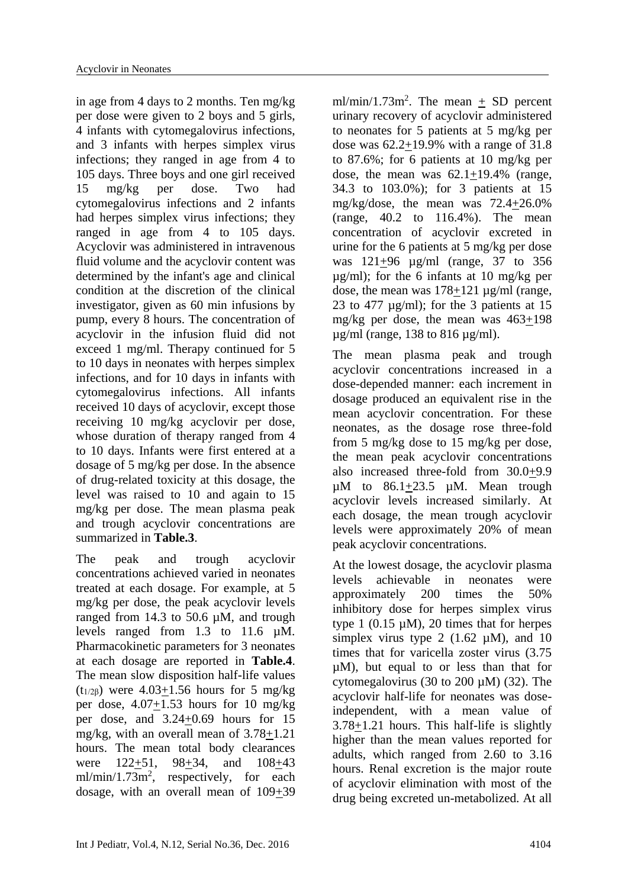in age from 4 days to 2 months. Ten mg/kg per dose were given to 2 boys and 5 girls, 4 infants with cytomegalovirus infections, and 3 infants with herpes simplex virus infections; they ranged in age from 4 to 105 days. Three boys and one girl received 15 mg/kg per dose. Two had cytomegalovirus infections and 2 infants had herpes simplex virus infections; they ranged in age from 4 to 105 days. Acyclovir was administered in intravenous fluid volume and the acyclovir content was determined by the infant's age and clinical condition at the discretion of the clinical investigator, given as 60 min infusions by pump, every 8 hours. The concentration of acyclovir in the infusion fluid did not exceed 1 mg/ml. Therapy continued for 5 to 10 days in neonates with herpes simplex infections, and for 10 days in infants with cytomegalovirus infections. All infants received 10 days of acyclovir, except those receiving 10 mg/kg acyclovir per dose, whose duration of therapy ranged from 4 to 10 days. Infants were first entered at a dosage of 5 mg/kg per dose. In the absence of drug-related toxicity at this dosage, the level was raised to 10 and again to 15 mg/kg per dose. The mean plasma peak and trough acyclovir concentrations are summarized in **Table.3**.

The peak and trough acyclovir concentrations achieved varied in neonates treated at each dosage. For example, at 5 mg/kg per dose, the peak acyclovir levels ranged from 14.3 to 50.6 µM, and trough levels ranged from 1.3 to 11.6 µM. Pharmacokinetic parameters for 3 neonates at each dosage are reported in **Table.4**. The mean slow disposition half-life values ($t_{1/2\beta}$) were 4.03±1.56 hours for 5 mg/kg per dose, 4.07±1.53 hours for 10 mg/kg per dose, and 3.24±0.69 hours for 15 mg/kg, with an overall mean of 3.78±1.21 hours. The mean total body clearances were 122±51, 98±34, and 108±43 ml/min/1.73m$^2$, respectively, for each dosage, with an overall mean of 109±39 ml/min/1.73m$^2$. The mean ± SD percent urinary recovery of acyclovir administered to neonates for 5 patients at 5 mg/kg per dose was 62.2±19.9% with a range of 31.8 to 87.6%; for 6 patients at 10 mg/kg per dose, the mean was 62.1±19.4% (range, 34.3 to 103.0%); for 3 patients at 15 mg/kg/dose, the mean was 72.4±26.0% (range, 40.2 to 116.4%). The mean concentration of acyclovir excreted in urine for the 6 patients at 5 mg/kg per dose was 121±96 µg/ml (range, 37 to 356 µg/ml); for the 6 infants at 10 mg/kg per dose, the mean was 178±121 µg/ml (range, 23 to 477 µg/ml); for the 3 patients at 15 mg/kg per dose, the mean was 463±198 µg/ml (range, 138 to 816 µg/ml).

The mean plasma peak and trough acyclovir concentrations increased in a dose-depended manner: each increment in dosage produced an equivalent rise in the mean acyclovir concentration. For these neonates, as the dosage rose three-fold from 5 mg/kg dose to 15 mg/kg per dose, the mean peak acyclovir concentrations also increased three-fold from 30.0±9.9 µM to 86.1±23.5 µM. Mean trough acyclovir levels increased similarly. At each dosage, the mean trough acyclovir levels were approximately 20% of mean peak acyclovir concentrations.

At the lowest dosage, the acyclovir plasma levels achievable in neonates were approximately 200 times the 50% inhibitory dose for herpes simplex virus type 1 (0.15 µM), 20 times that for herpes simplex virus type 2 (1.62 µM), and 10 times that for varicella zoster virus (3.75 µM), but equal to or less than that for cytomegalovirus (30 to 200 µM) (32). The acyclovir half-life for neonates was dose-independent, with a mean value of 3.78±1.21 hours. This half-life is slightly higher than the mean values reported for adults, which ranged from 2.60 to 3.16 hours. Renal excretion is the major route of acyclovir elimination with most of the drug being excreted un-metabolized. At all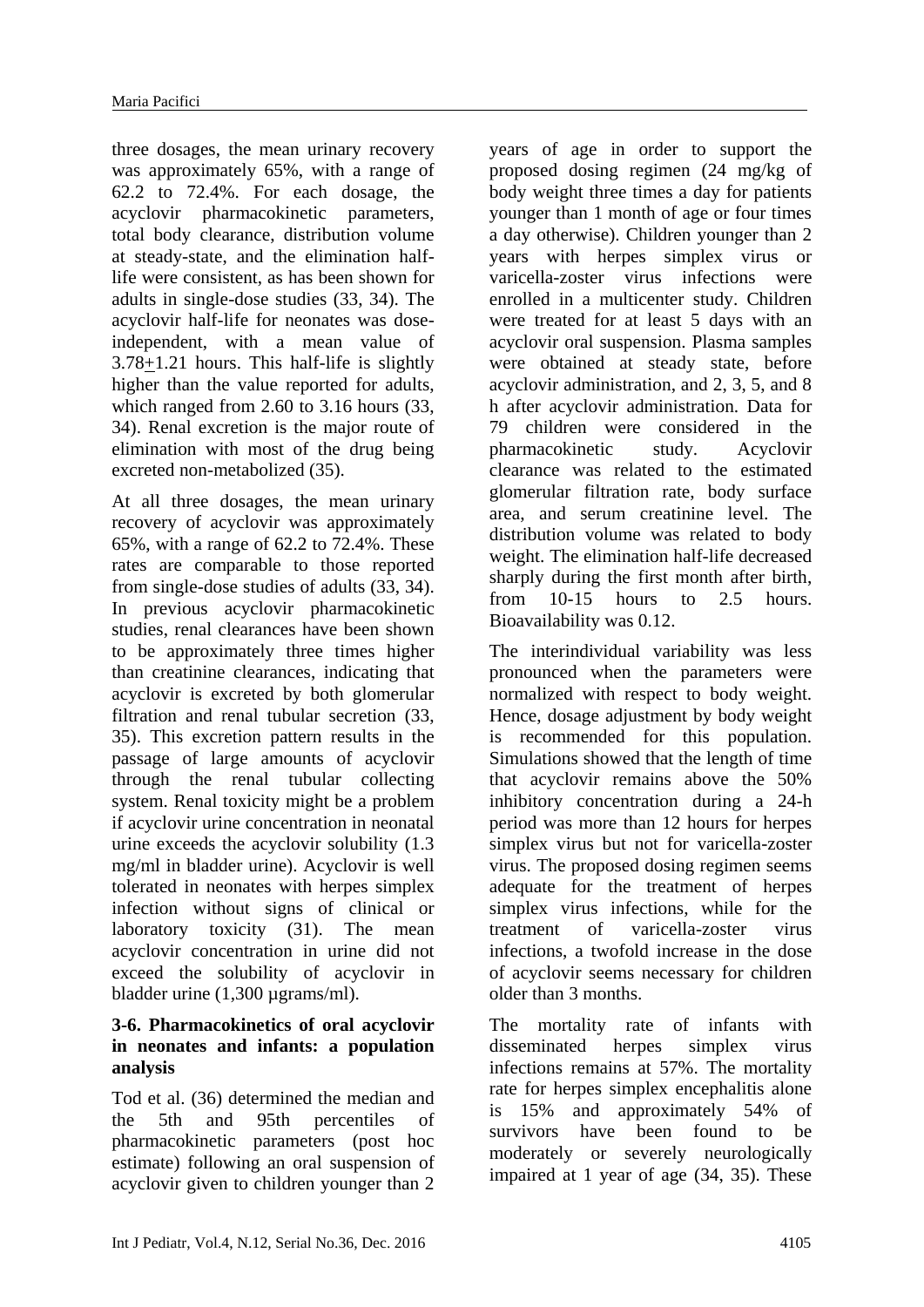three dosages, the mean urinary recovery was approximately 65%, with a range of 62.2 to 72.4%. For each dosage, the acyclovir pharmacokinetic parameters, total body clearance, distribution volume at steady-state, and the elimination half-life were consistent, as has been shown for adults in single-dose studies (33, 34). The acyclovir half-life for neonates was dose-independent, with a mean value of 3.78$\pm$1.21 hours. This half-life is slightly higher than the value reported for adults, which ranged from 2.60 to 3.16 hours (33, 34). Renal excretion is the major route of elimination with most of the drug being excreted non-metabolized (35).

At all three dosages, the mean urinary recovery of acyclovir was approximately 65%, with a range of 62.2 to 72.4%. These rates are comparable to those reported from single-dose studies of adults (33, 34). In previous acyclovir pharmacokinetic studies, renal clearances have been shown to be approximately three times higher than creatinine clearances, indicating that acyclovir is excreted by both glomerular filtration and renal tubular secretion (33, 35). This excretion pattern results in the passage of large amounts of acyclovir through the renal tubular collecting system. Renal toxicity might be a problem if acyclovir urine concentration in neonatal urine exceeds the acyclovir solubility (1.3 mg/ml in bladder urine). Acyclovir is well tolerated in neonates with herpes simplex infection without signs of clinical or laboratory toxicity (31). The mean acyclovir concentration in urine did not exceed the solubility of acyclovir in bladder urine (1,300 µgrams/ml).

### 3-6. Pharmacokinetics of oral acyclovir in neonates and infants: a population analysis

Tod et al. (36) determined the median and the 5th and 95th percentiles of pharmacokinetic parameters (post hoc estimate) following an oral suspension of acyclovir given to children younger than 2 years of age in order to support the proposed dosing regimen (24 mg/kg of body weight three times a day for patients younger than 1 month of age or four times a day otherwise). Children younger than 2 years with herpes simplex virus or varicella-zoster virus infections were enrolled in a multicenter study. Children were treated for at least 5 days with an acyclovir oral suspension. Plasma samples were obtained at steady state, before acyclovir administration, and 2, 3, 5, and 8 h after acyclovir administration. Data for 79 children were considered in the pharmacokinetic study. Acyclovir clearance was related to the estimated glomerular filtration rate, body surface area, and serum creatinine level. The distribution volume was related to body weight. The elimination half-life decreased sharply during the first month after birth, from 10-15 hours to 2.5 hours. Bioavailability was 0.12.

The interindividual variability was less pronounced when the parameters were normalized with respect to body weight. Hence, dosage adjustment by body weight is recommended for this population. Simulations showed that the length of time that acyclovir remains above the 50% inhibitory concentration during a 24-h period was more than 12 hours for herpes simplex virus but not for varicella-zoster virus. The proposed dosing regimen seems adequate for the treatment of herpes simplex virus infections, while for the treatment of varicella-zoster virus infections, a twofold increase in the dose of acyclovir seems necessary for children older than 3 months.

The mortality rate of infants with disseminated herpes simplex virus infections remains at 57%. The mortality rate for herpes simplex encephalitis alone is 15% and approximately 54% of survivors have been found to be moderately or severely neurologically impaired at 1 year of age (34, 35). These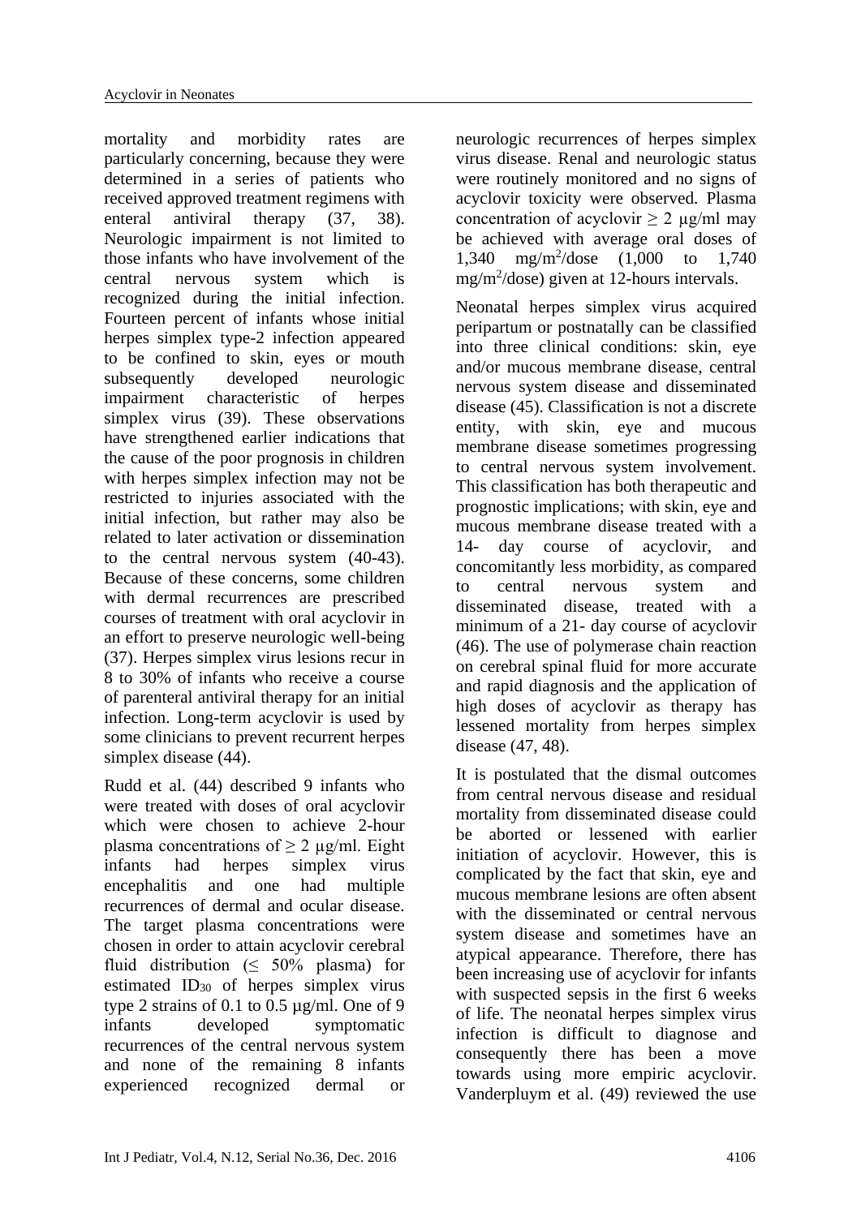mortality and morbidity rates are particularly concerning, because they were determined in a series of patients who received approved treatment regimens with enteral antiviral therapy (37, 38). Neurologic impairment is not limited to those infants who have involvement of the central nervous system which is recognized during the initial infection. Fourteen percent of infants whose initial herpes simplex type-2 infection appeared to be confined to skin, eyes or mouth subsequently developed neurologic impairment characteristic of herpes simplex virus (39). These observations have strengthened earlier indications that the cause of the poor prognosis in children with herpes simplex infection may not be restricted to injuries associated with the initial infection, but rather may also be related to later activation or dissemination to the central nervous system (40-43). Because of these concerns, some children with dermal recurrences are prescribed courses of treatment with oral acyclovir in an effort to preserve neurologic well-being (37). Herpes simplex virus lesions recur in 8 to 30% of infants who receive a course of parenteral antiviral therapy for an initial infection. Long-term acyclovir is used by some clinicians to prevent recurrent herpes simplex disease (44).

Rudd et al. (44) described 9 infants who were treated with doses of oral acyclovir which were chosen to achieve 2-hour plasma concentrations of ≥ 2 µg/ml. Eight infants had herpes simplex virus encephalitis and one had multiple recurrences of dermal and ocular disease. The target plasma concentrations were chosen in order to attain acyclovir cerebral fluid distribution (≤ 50% plasma) for estimated $ID_{30}$ of herpes simplex virus type 2 strains of 0.1 to 0.5 µg/ml. One of 9 infants developed symptomatic recurrences of the central nervous system and none of the remaining 8 infants experienced recognized dermal or neurologic recurrences of herpes simplex virus disease. Renal and neurologic status were routinely monitored and no signs of acyclovir toxicity were observed. Plasma concentration of acyclovir ≥ 2 µg/ml may be achieved with average oral doses of 1,340 $mg/m^2$/dose (1,000 to 1,740 $mg/m^2$/dose) given at 12-hours intervals.

Neonatal herpes simplex virus acquired peripartum or postnatally can be classified into three clinical conditions: skin, eye and/or mucous membrane disease, central nervous system disease and disseminated disease (45). Classification is not a discrete entity, with skin, eye and mucous membrane disease sometimes progressing to central nervous system involvement. This classification has both therapeutic and prognostic implications; with skin, eye and mucous membrane disease treated with a 14- day course of acyclovir, and concomitantly less morbidity, as compared to central nervous system and disseminated disease, treated with a minimum of a 21- day course of acyclovir (46). The use of polymerase chain reaction on cerebral spinal fluid for more accurate and rapid diagnosis and the application of high doses of acyclovir as therapy has lessened mortality from herpes simplex disease (47, 48).

It is postulated that the dismal outcomes from central nervous disease and residual mortality from disseminated disease could be aborted or lessened with earlier initiation of acyclovir. However, this is complicated by the fact that skin, eye and mucous membrane lesions are often absent with the disseminated or central nervous system disease and sometimes have an atypical appearance. Therefore, there has been increasing use of acyclovir for infants with suspected sepsis in the first 6 weeks of life. The neonatal herpes simplex virus infection is difficult to diagnose and consequently there has been a move towards using more empiric acyclovir. Vanderpluym et al. (49) reviewed the use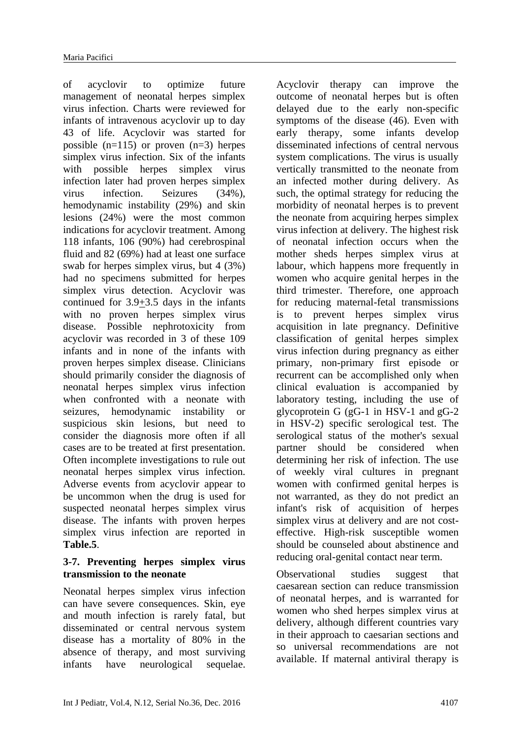of acyclovir to optimize future management of neonatal herpes simplex virus infection. Charts were reviewed for infants of intravenous acyclovir up to day 43 of life. Acyclovir was started for possible (n=115) or proven (n=3) herpes simplex virus infection. Six of the infants with possible herpes simplex virus infection later had proven herpes simplex virus infection. Seizures (34%), hemodynamic instability (29%) and skin lesions (24%) were the most common indications for acyclovir treatment. Among 118 infants, 106 (90%) had cerebrospinal fluid and 82 (69%) had at least one surface swab for herpes simplex virus, but 4 (3%) had no specimens submitted for herpes simplex virus detection. Acyclovir was continued for 3.9±3.5 days in the infants with no proven herpes simplex virus disease. Possible nephrotoxicity from acyclovir was recorded in 3 of these 109 infants and in none of the infants with proven herpes simplex disease. Clinicians should primarily consider the diagnosis of neonatal herpes simplex virus infection when confronted with a neonate with seizures, hemodynamic instability or suspicious skin lesions, but need to consider the diagnosis more often if all cases are to be treated at first presentation. Often incomplete investigations to rule out neonatal herpes simplex virus infection. Adverse events from acyclovir appear to be uncommon when the drug is used for suspected neonatal herpes simplex virus disease. The infants with proven herpes simplex virus infection are reported in **Table.5**.

### 3-7. Preventing herpes simplex virus transmission to the neonate

Neonatal herpes simplex virus infection can have severe consequences. Skin, eye and mouth infection is rarely fatal, but disseminated or central nervous system disease has a mortality of 80% in the absence of therapy, and most surviving infants have neurological sequelae. Acyclovir therapy can improve the outcome of neonatal herpes but is often delayed due to the early non-specific symptoms of the disease (46). Even with early therapy, some infants develop disseminated infections of central nervous system complications. The virus is usually vertically transmitted to the neonate from an infected mother during delivery. As such, the optimal strategy for reducing the morbidity of neonatal herpes is to prevent the neonate from acquiring herpes simplex virus infection at delivery. The highest risk of neonatal infection occurs when the mother sheds herpes simplex virus at labour, which happens more frequently in women who acquire genital herpes in the third trimester. Therefore, one approach for reducing maternal-fetal transmissions is to prevent herpes simplex virus acquisition in late pregnancy. Definitive classification of genital herpes simplex virus infection during pregnancy as either primary, non-primary first episode or recurrent can be accomplished only when clinical evaluation is accompanied by laboratory testing, including the use of glycoprotein G (gG-1 in HSV-1 and gG-2 in HSV-2) specific serological test. The serological status of the mother's sexual partner should be considered when determining her risk of infection. The use of weekly viral cultures in pregnant women with confirmed genital herpes is not warranted, as they do not predict an infant's risk of acquisition of herpes simplex virus at delivery and are not cost-effective. High-risk susceptible women should be counseled about abstinence and reducing oral-genital contact near term.

Observational studies suggest that caesarean section can reduce transmission of neonatal herpes, and is warranted for women who shed herpes simplex virus at delivery, although different countries vary in their approach to caesarian sections and so universal recommendations are not available. If maternal antiviral therapy is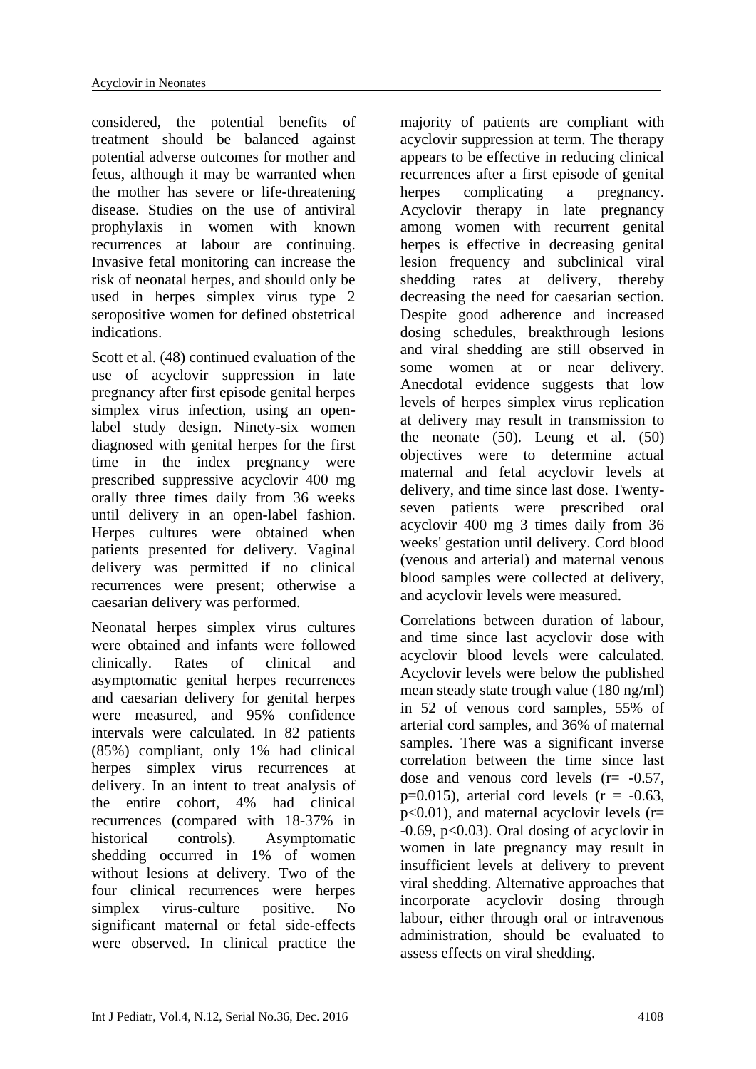considered, the potential benefits of treatment should be balanced against potential adverse outcomes for mother and fetus, although it may be warranted when the mother has severe or life-threatening disease. Studies on the use of antiviral prophylaxis in women with known recurrences at labour are continuing. Invasive fetal monitoring can increase the risk of neonatal herpes, and should only be used in herpes simplex virus type 2 seropositive women for defined obstetrical indications.

Scott et al. (48) continued evaluation of the use of acyclovir suppression in late pregnancy after first episode genital herpes simplex virus infection, using an open-label study design. Ninety-six women diagnosed with genital herpes for the first time in the index pregnancy were prescribed suppressive acyclovir 400 mg orally three times daily from 36 weeks until delivery in an open-label fashion. Herpes cultures were obtained when patients presented for delivery. Vaginal delivery was permitted if no clinical recurrences were present; otherwise a caesarian delivery was performed.

Neonatal herpes simplex virus cultures were obtained and infants were followed clinically. Rates of clinical and asymptomatic genital herpes recurrences and caesarian delivery for genital herpes were measured, and 95% confidence intervals were calculated. In 82 patients (85%) compliant, only 1% had clinical herpes simplex virus recurrences at delivery. In an intent to treat analysis of the entire cohort, 4% had clinical recurrences (compared with 18-37% in historical controls). Asymptomatic shedding occurred in 1% of women without lesions at delivery. Two of the four clinical recurrences were herpes simplex virus-culture positive. No significant maternal or fetal side-effects were observed. In clinical practice the majority of patients are compliant with acyclovir suppression at term. The therapy appears to be effective in reducing clinical recurrences after a first episode of genital herpes complicating a pregnancy. Acyclovir therapy in late pregnancy among women with recurrent genital herpes is effective in decreasing genital lesion frequency and subclinical viral shedding rates at delivery, thereby decreasing the need for caesarian section. Despite good adherence and increased dosing schedules, breakthrough lesions and viral shedding are still observed in some women at or near delivery. Anecdotal evidence suggests that low levels of herpes simplex virus replication at delivery may result in transmission to the neonate (50). Leung et al. (50) objectives were to determine actual maternal and fetal acyclovir levels at delivery, and time since last dose. Twenty-seven patients were prescribed oral acyclovir 400 mg 3 times daily from 36 weeks' gestation until delivery. Cord blood (venous and arterial) and maternal venous blood samples were collected at delivery, and acyclovir levels were measured.

Correlations between duration of labour, and time since last acyclovir dose with acyclovir blood levels were calculated. Acyclovir levels were below the published mean steady state trough value (180 ng/ml) in 52 of venous cord samples, 55% of arterial cord samples, and 36% of maternal samples. There was a significant inverse correlation between the time since last dose and venous cord levels ($r = -0.57$, $p = 0.015$), arterial cord levels ($r = -0.63$, $p < 0.01$), and maternal acyclovir levels ($r = -0.69$, $p < 0.03$). Oral dosing of acyclovir in women in late pregnancy may result in insufficient levels at delivery to prevent viral shedding. Alternative approaches that incorporate acyclovir dosing through labour, either through oral or intravenous administration, should be evaluated to assess effects on viral shedding.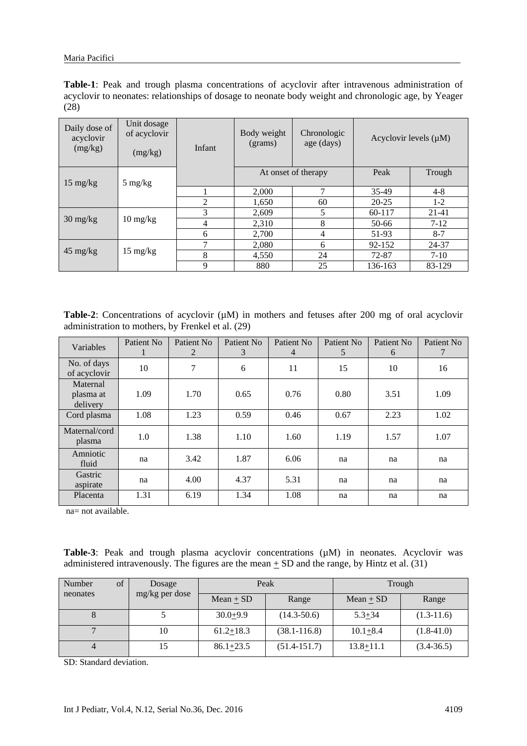**Table-1**: Peak and trough plasma concentrations of acyclovir after intravenous administration of acyclovir to neonates: relationships of dosage to neonate body weight and chronologic age, by Yeager (28)

| Daily dose of acyclovir (mg/kg) | Unit dosage of acyclovir (mg/kg) | Infant | Body weight (grams) | Chronologic age (days) | Acyclovir levels (µM) | |
|---|---|---|---|---|---|---|
| | | | At onset of therapy | | Peak | Trough |
| 15 mg/kg | 5 mg/kg | 1 | 2,000 | 7 | 35-49 | 4-8 |
| | | 2 | 1,650 | 60 | 20-25 | 1-2 |
| 30 mg/kg | 10 mg/kg | 3 | 2,609 | 5 | 60-117 | 21-41 |
| | | 4 | 2,310 | 8 | 50-66 | 7-12 |
| | | 6 | 2,700 | 4 | 51-93 | 8-7 |
| 45 mg/kg | 15 mg/kg | 7 | 2,080 | 6 | 92-152 | 24-37 |
| | | 8 | 4,550 | 24 | 72-87 | 7-10 |
| | | 9 | 880 | 25 | 136-163 | 83-129 |

**Table-2**: Concentrations of acyclovir (µM) in mothers and fetuses after 200 mg of oral acyclovir administration to mothers, by Frenkel et al. (29)

| Variables | Patient No 1 | Patient No 2 | Patient No 3 | Patient No 4 | Patient No 5 | Patient No 6 | Patient No 7 |
|---|---|---|---|---|---|---|---|
| No. of days of acyclovir | 10 | 7 | 6 | 11 | 15 | 10 | 16 |
| Maternal plasma at delivery | 1.09 | 1.70 | 0.65 | 0.76 | 0.80 | 3.51 | 1.09 |
| Cord plasma | 1.08 | 1.23 | 0.59 | 0.46 | 0.67 | 2.23 | 1.02 |
| Maternal/cord plasma | 1.0 | 1.38 | 1.10 | 1.60 | 1.19 | 1.57 | 1.07 |
| Amniotic fluid | na | 3.42 | 1.87 | 6.06 | na | na | na |
| Gastric aspirate | na | 4.00 | 4.37 | 5.31 | na | na | na |
| Placenta | 1.31 | 6.19 | 1.34 | 1.08 | na | na | na |

na= not available.

**Table-3**: Peak and trough plasma acyclovir concentrations (µM) in neonates. Acyclovir was administered intravenously. The figures are the mean ± SD and the range, by Hintz et al. (31)

| Number of neonates | Dosage mg/kg per dose | Peak | | Trough | |
|---|---|---|---|---|---|
| | | Mean ± SD | Range | Mean ± SD | Range |
| 8 | 5 | 30.0±9.9 | (14.3-50.6) | 5.3±34 | (1.3-11.6) |
| 7 | 10 | 61.2±18.3 | (38.1-116.8) | 10.1±8.4 | (1.8-41.0) |
| 4 | 15 | 86.1±23.5 | (51.4-151.7) | 13.8±11.1 | (3.4-36.5) |

SD: Standard deviation.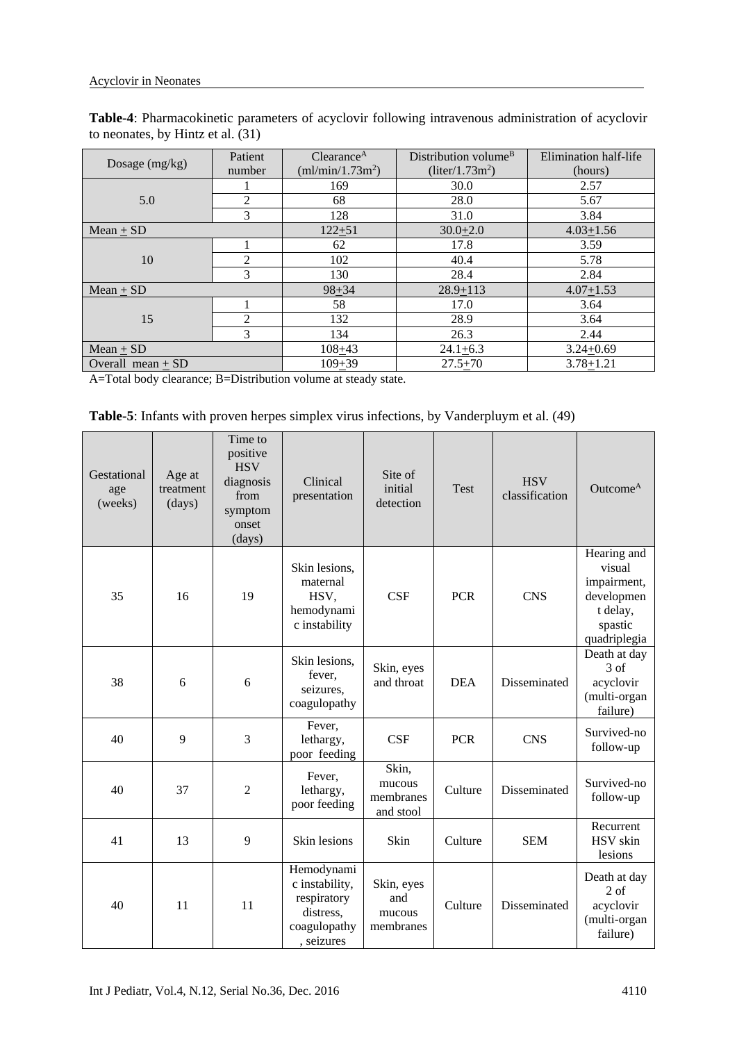**Table-4**: Pharmacokinetic parameters of acyclovir following intravenous administration of acyclovir to neonates, by Hintz et al. (31)

| Dosage (mg/kg) | Patient number | Clearance[A] (ml/min/1.73m$^2$) | Distribution volume[B] (liter/1.73m$^2$) | Elimination half-life (hours) |
|---|---|---|---|---|
| 5.0 | 1 | 169 | 30.0 | 2.57 |
| | 2 | 68 | 28.0 | 5.67 |
| | 3 | 128 | 31.0 | 3.84 |
| Mean + SD | | 122+51 | 30.0+2.0 | 4.03+1.56 |
| 10 | 1 | 62 | 17.8 | 3.59 |
| | 2 | 102 | 40.4 | 5.78 |
| | 3 | 130 | 28.4 | 2.84 |
| Mean + SD | | 98+34 | 28.9+113 | 4.07+1.53 |
| 15 | 1 | 58 | 17.0 | 3.64 |
| | 2 | 132 | 28.9 | 3.64 |
| | 3 | 134 | 26.3 | 2.44 |
| Mean + SD | | 108+43 | 24.1+6.3 | 3.24+0.69 |
| Overall mean + SD | | 109+39 | 27.5+70 | 3.78+1.21 |

A=Total body clearance; B=Distribution volume at steady state.

**Table-5**: Infants with proven herpes simplex virus infections, by Vanderpluym et al. (49)

| Gestational age (weeks) | Age at treatment (days) | Time to positive HSV diagnosis from symptom onset (days) | Clinical presentation | Site of initial detection | Test | HSV classification | Outcome[A] |
|---|---|---|---|---|---|---|---|
| 35 | 16 | 19 | Skin lesions, maternal HSV, hemodynamic instability | CSF | PCR | CNS | Hearing and visual impairment, development delay, spastic quadriplegia |
| 38 | 6 | 6 | Skin lesions, fever, seizures, coagulopathy | Skin, eyes and throat | DEA | Disseminated | Death at day 3 of acyclovir (multi-organ failure) |
| 40 | 9 | 3 | Fever, lethargy, poor feeding | CSF | PCR | CNS | Survived-no follow-up |
| 40 | 37 | 2 | Fever, lethargy, poor feeding | Skin, mucous membranes and stool | Culture | Disseminated | Survived-no follow-up |
| 41 | 13 | 9 | Skin lesions | Skin | Culture | SEM | Recurrent HSV skin lesions |
| 40 | 11 | 11 | Hemodynamic instability, respiratory distress, coagulopathy, seizures | Skin, eyes and mucous membranes | Culture | Disseminated | Death at day 2 of acyclovir (multi-organ failure) |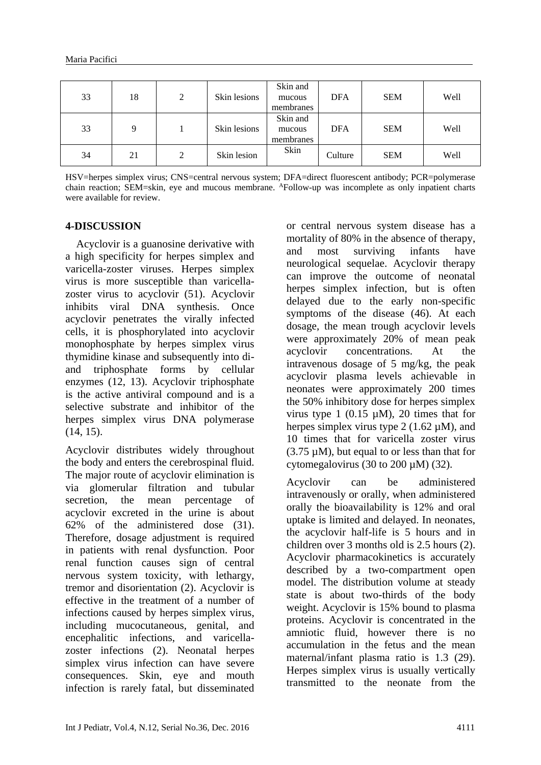| 33 | 18 | 2 | Skin lesions | Skin and mucous membranes | DFA | SEM | Well |
|---|---|---|---|---|---|---|---|
| 33 | 9 | 1 | Skin lesions | Skin and mucous membranes | DFA | SEM | Well |
| 34 | 21 | 2 | Skin lesion | Skin | Culture | SEM | Well |

HSV=herpes simplex virus; CNS=central nervous system; DFA=direct fluorescent antibody; PCR=polymerase chain reaction; SEM=skin, eye and mucous membrane. [A]Follow-up was incomplete as only inpatient charts were available for review.

## 4-DISCUSSION

Acyclovir is a guanosine derivative with a high specificity for herpes simplex and varicella-zoster viruses. Herpes simplex virus is more susceptible than varicella-zoster virus to acyclovir (51). Acyclovir inhibits viral DNA synthesis. Once acyclovir penetrates the virally infected cells, it is phosphorylated into acyclovir monophosphate by herpes simplex virus thymidine kinase and subsequently into di- and triphosphate forms by cellular enzymes (12, 13). Acyclovir triphosphate is the active antiviral compound and is a selective substrate and inhibitor of the herpes simplex virus DNA polymerase (14, 15).

Acyclovir distributes widely throughout the body and enters the cerebrospinal fluid. The major route of acyclovir elimination is via glomerular filtration and tubular secretion, the mean percentage of acyclovir excreted in the urine is about 62% of the administered dose (31). Therefore, dosage adjustment is required in patients with renal dysfunction. Poor renal function causes sign of central nervous system toxicity, with lethargy, tremor and disorientation (2). Acyclovir is effective in the treatment of a number of infections caused by herpes simplex virus, including mucocutaneous, genital, and encephalitic infections, and varicella-zoster infections (2). Neonatal herpes simplex virus infection can have severe consequences. Skin, eye and mouth infection is rarely fatal, but disseminated or central nervous system disease has a mortality of 80% in the absence of therapy, and most surviving infants have neurological sequelae. Acyclovir therapy can improve the outcome of neonatal herpes simplex infection, but is often delayed due to the early non-specific symptoms of the disease (46). At each dosage, the mean trough acyclovir levels were approximately 20% of mean peak acyclovir concentrations. At the intravenous dosage of 5 mg/kg, the peak acyclovir plasma levels achievable in neonates were approximately 200 times the 50% inhibitory dose for herpes simplex virus type 1 (0.15 µM), 20 times that for herpes simplex virus type 2 (1.62 µM), and 10 times that for varicella zoster virus (3.75 µM), but equal to or less than that for cytomegalovirus (30 to 200 µM) (32).

Acyclovir can be administered intravenously or orally, when administered orally the bioavailability is 12% and oral uptake is limited and delayed. In neonates, the acyclovir half-life is 5 hours and in children over 3 months old is 2.5 hours (2). Acyclovir pharmacokinetics is accurately described by a two-compartment open model. The distribution volume at steady state is about two-thirds of the body weight. Acyclovir is 15% bound to plasma proteins. Acyclovir is concentrated in the amniotic fluid, however there is no accumulation in the fetus and the mean maternal/infant plasma ratio is 1.3 (29). Herpes simplex virus is usually vertically transmitted to the neonate from the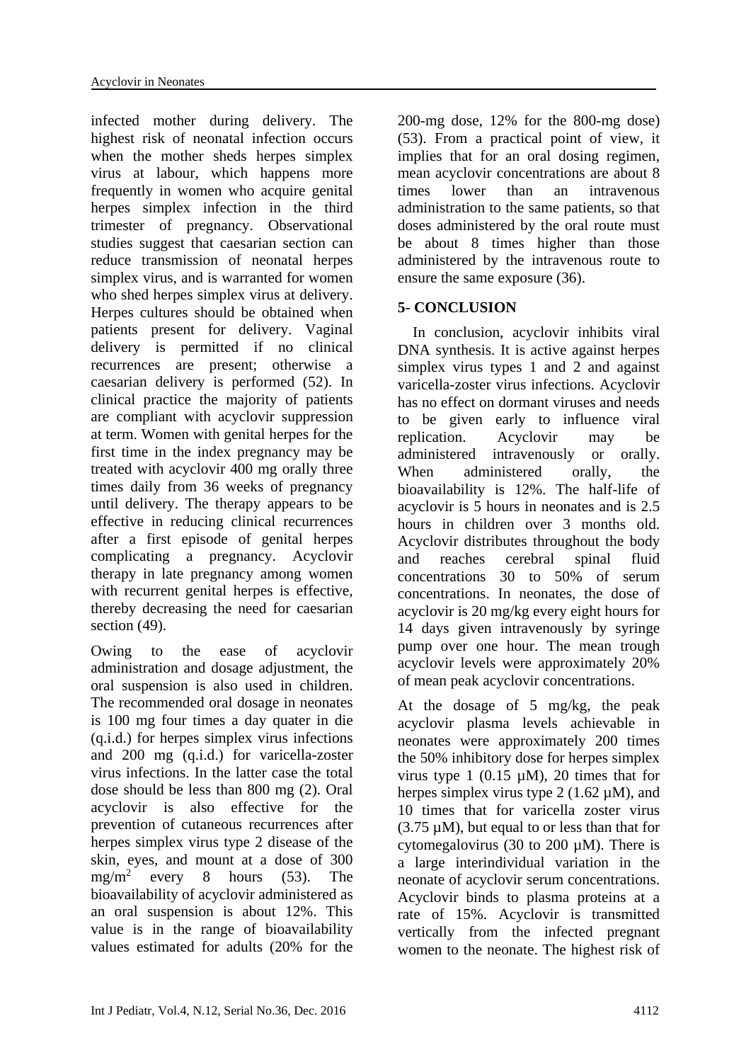infected mother during delivery. The highest risk of neonatal infection occurs when the mother sheds herpes simplex virus at labour, which happens more frequently in women who acquire genital herpes simplex infection in the third trimester of pregnancy. Observational studies suggest that caesarian section can reduce transmission of neonatal herpes simplex virus, and is warranted for women who shed herpes simplex virus at delivery. Herpes cultures should be obtained when patients present for delivery. Vaginal delivery is permitted if no clinical recurrences are present; otherwise a caesarian delivery is performed (52). In clinical practice the majority of patients are compliant with acyclovir suppression at term. Women with genital herpes for the first time in the index pregnancy may be treated with acyclovir 400 mg orally three times daily from 36 weeks of pregnancy until delivery. The therapy appears to be effective in reducing clinical recurrences after a first episode of genital herpes complicating a pregnancy. Acyclovir therapy in late pregnancy among women with recurrent genital herpes is effective, thereby decreasing the need for caesarian section (49).

Owing to the ease of acyclovir administration and dosage adjustment, the oral suspension is also used in children. The recommended oral dosage in neonates is 100 mg four times a day quater in die (q.i.d.) for herpes simplex virus infections and 200 mg (q.i.d.) for varicella-zoster virus infections. In the latter case the total dose should be less than 800 mg (2). Oral acyclovir is also effective for the prevention of cutaneous recurrences after herpes simplex virus type 2 disease of the skin, eyes, and mount at a dose of 300 $mg/m^2$ every 8 hours (53). The bioavailability of acyclovir administered as an oral suspension is about 12%. This value is in the range of bioavailability values estimated for adults (20% for the 200-mg dose, 12% for the 800-mg dose) (53). From a practical point of view, it implies that for an oral dosing regimen, mean acyclovir concentrations are about 8 times lower than an intravenous administration to the same patients, so that doses administered by the oral route must be about 8 times higher than those administered by the intravenous route to ensure the same exposure (36).

## 5- CONCLUSION

In conclusion, acyclovir inhibits viral DNA synthesis. It is active against herpes simplex virus types 1 and 2 and against varicella-zoster virus infections. Acyclovir has no effect on dormant viruses and needs to be given early to influence viral replication. Acyclovir may be administered intravenously or orally. When administered orally, the bioavailability is 12%. The half-life of acyclovir is 5 hours in neonates and is 2.5 hours in children over 3 months old. Acyclovir distributes throughout the body and reaches cerebral spinal fluid concentrations 30 to 50% of serum concentrations. In neonates, the dose of acyclovir is 20 mg/kg every eight hours for 14 days given intravenously by syringe pump over one hour. The mean trough acyclovir levels were approximately 20% of mean peak acyclovir concentrations.

At the dosage of 5 mg/kg, the peak acyclovir plasma levels achievable in neonates were approximately 200 times the 50% inhibitory dose for herpes simplex virus type 1 (0.15 µM), 20 times that for herpes simplex virus type 2 (1.62 µM), and 10 times that for varicella zoster virus (3.75 µM), but equal to or less than that for cytomegalovirus (30 to 200 µM). There is a large interindividual variation in the neonate of acyclovir serum concentrations. Acyclovir binds to plasma proteins at a rate of 15%. Acyclovir is transmitted vertically from the infected pregnant women to the neonate. The highest risk of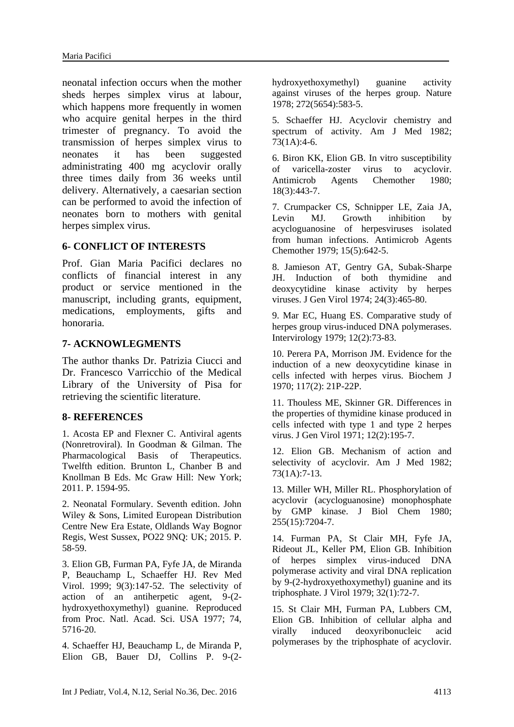neonatal infection occurs when the mother sheds herpes simplex virus at labour, which happens more frequently in women who acquire genital herpes in the third trimester of pregnancy. To avoid the transmission of herpes simplex virus to neonates it has been suggested administrating 400 mg acyclovir orally three times daily from 36 weeks until delivery. Alternatively, a caesarian section can be performed to avoid the infection of neonates born to mothers with genital herpes simplex virus.

## 6- CONFLICT OF INTERESTS

Prof. Gian Maria Pacifici declares no conflicts of financial interest in any product or service mentioned in the manuscript, including grants, equipment, medications, employments, gifts and honoraria.

## 7- ACKNOWLEGMENTS

The author thanks Dr. Patrizia Ciucci and Dr. Francesco Varricchio of the Medical Library of the University of Pisa for retrieving the scientific literature.

## 8- REFERENCES

1. Acosta EP and Flexner C. Antiviral agents (Nonretroviral). In Goodman & Gilman. The Pharmacological Basis of Therapeutics. Twelfth edition. Brunton L, Chanber B and Knollman B Eds. Mc Graw Hill: New York; 2011. P. 1594-95.

2. Neonatal Formulary. Seventh edition. John Wiley & Sons, Limited European Distribution Centre New Era Estate, Oldlands Way Bognor Regis, West Sussex, PO22 9NQ: UK; 2015. P. 58-59.

3. Elion GB, Furman PA, Fyfe JA, de Miranda P, Beauchamp L, Schaeffer HJ. Rev Med Virol. 1999; 9(3):147-52. The selectivity of action of an antiherpetic agent, 9-(2-hydroxyethoxymethyl) guanine. Reproduced from Proc. Natl. Acad. Sci. USA 1977; 74, 5716-20.

4. Schaeffer HJ, Beauchamp L, de Miranda P, Elion GB, Bauer DJ, Collins P. 9-(2-hydroxyethoxymethyl) guanine activity against viruses of the herpes group. Nature 1978; 272(5654):583-5.

5. Schaeffer HJ. Acyclovir chemistry and spectrum of activity. Am J Med 1982; 73(1A):4-6.

6. Biron KK, Elion GB. In vitro susceptibility of varicella-zoster virus to acyclovir. Antimicrob Agents Chemother 1980; 18(3):443-7.

7. Crumpacker CS, Schnipper LE, Zaia JA, Levin MJ. Growth inhibition by acycloguanosine of herpesviruses isolated from human infections. Antimicrob Agents Chemother 1979; 15(5):642-5.

8. Jamieson AT, Gentry GA, Subak-Sharpe JH. Induction of both thymidine and deoxycytidine kinase activity by herpes viruses. J Gen Virol 1974; 24(3):465-80.

9. Mar EC, Huang ES. Comparative study of herpes group virus-induced DNA polymerases. Intervirology 1979; 12(2):73-83.

10. Perera PA, Morrison JM. Evidence for the induction of a new deoxycytidine kinase in cells infected with herpes virus. Biochem J 1970; 117(2): 21P-22P.

11. Thouless ME, Skinner GR. Differences in the properties of thymidine kinase produced in cells infected with type 1 and type 2 herpes virus. J Gen Virol 1971; 12(2):195-7.

12. Elion GB. Mechanism of action and selectivity of acyclovir. Am J Med 1982; 73(1A):7-13.

13. Miller WH, Miller RL. Phosphorylation of acyclovir (acycloguanosine) monophosphate by GMP kinase. J Biol Chem 1980; 255(15):7204-7.

14. Furman PA, St Clair MH, Fyfe JA, Rideout JL, Keller PM, Elion GB. Inhibition of herpes simplex virus-induced DNA polymerase activity and viral DNA replication by 9-(2-hydroxyethoxymethyl) guanine and its triphosphate. J Virol 1979; 32(1):72-7.

15. St Clair MH, Furman PA, Lubbers CM, Elion GB. Inhibition of cellular alpha and virally induced deoxyribonucleic acid polymerases by the triphosphate of acyclovir.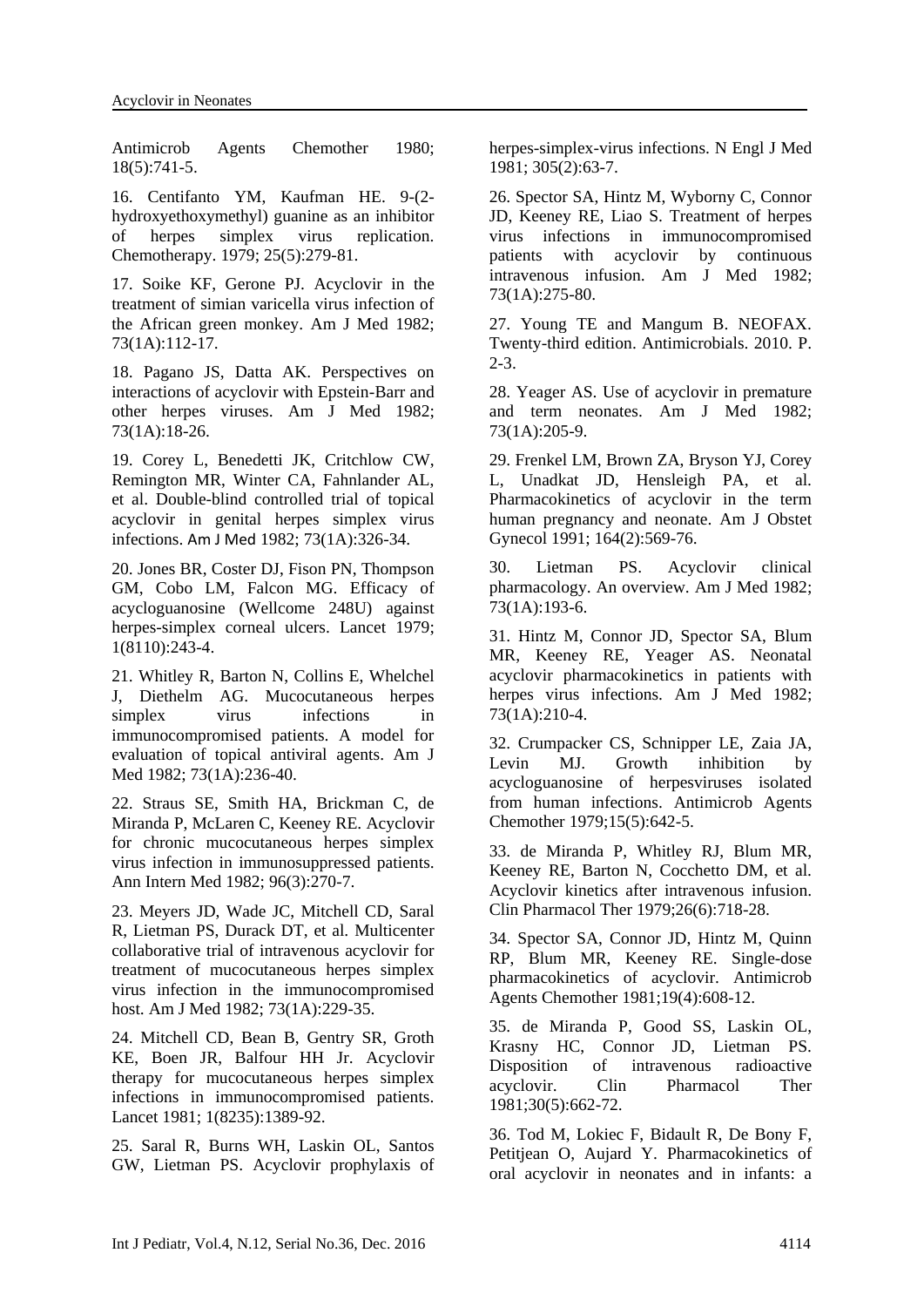Antimicrob Agents Chemother 1980; 18(5):741-5.

16. Centifanto YM, Kaufman HE. 9-(2-hydroxyethoxymethyl) guanine as an inhibitor of herpes simplex virus replication. Chemotherapy. 1979; 25(5):279-81.

17. Soike KF, Gerone PJ. Acyclovir in the treatment of simian varicella virus infection of the African green monkey. Am J Med 1982; 73(1A):112-17.

18. Pagano JS, Datta AK. Perspectives on interactions of acyclovir with Epstein-Barr and other herpes viruses. Am J Med 1982; 73(1A):18-26.

19. Corey L, Benedetti JK, Critchlow CW, Remington MR, Winter CA, Fahnlander AL, et al. Double-blind controlled trial of topical acyclovir in genital herpes simplex virus infections. Am J Med 1982; 73(1A):326-34.

20. Jones BR, Coster DJ, Fison PN, Thompson GM, Cobo LM, Falcon MG. Efficacy of acycloguanosine (Wellcome 248U) against herpes-simplex corneal ulcers. Lancet 1979; 1(8110):243-4.

21. Whitley R, Barton N, Collins E, Whelchel J, Diethelm AG. Mucocutaneous herpes simplex virus infections in immunocompromised patients. A model for evaluation of topical antiviral agents. Am J Med 1982; 73(1A):236-40.

22. Straus SE, Smith HA, Brickman C, de Miranda P, McLaren C, Keeney RE. Acyclovir for chronic mucocutaneous herpes simplex virus infection in immunosuppressed patients. Ann Intern Med 1982; 96(3):270-7.

23. Meyers JD, Wade JC, Mitchell CD, Saral R, Lietman PS, Durack DT, et al. Multicenter collaborative trial of intravenous acyclovir for treatment of mucocutaneous herpes simplex virus infection in the immunocompromised host. Am J Med 1982; 73(1A):229-35.

24. Mitchell CD, Bean B, Gentry SR, Groth KE, Boen JR, Balfour HH Jr. Acyclovir therapy for mucocutaneous herpes simplex infections in immunocompromised patients. Lancet 1981; 1(8235):1389-92.

25. Saral R, Burns WH, Laskin OL, Santos GW, Lietman PS. Acyclovir prophylaxis of herpes-simplex-virus infections. N Engl J Med 1981; 305(2):63-7.

26. Spector SA, Hintz M, Wyborny C, Connor JD, Keeney RE, Liao S. Treatment of herpes virus infections in immunocompromised patients with acyclovir by continuous intravenous infusion. Am J Med 1982; 73(1A):275-80.

27. Young TE and Mangum B. NEOFAX. Twenty-third edition. Antimicrobials. 2010. P. 2-3.

28. Yeager AS. Use of acyclovir in premature and term neonates. Am J Med 1982; 73(1A):205-9.

29. Frenkel LM, Brown ZA, Bryson YJ, Corey L, Unadkat JD, Hensleigh PA, et al. Pharmacokinetics of acyclovir in the term human pregnancy and neonate. Am J Obstet Gynecol 1991; 164(2):569-76.

30. Lietman PS. Acyclovir clinical pharmacology. An overview. Am J Med 1982; 73(1A):193-6.

31. Hintz M, Connor JD, Spector SA, Blum MR, Keeney RE, Yeager AS. Neonatal acyclovir pharmacokinetics in patients with herpes virus infections. Am J Med 1982; 73(1A):210-4.

32. Crumpacker CS, Schnipper LE, Zaia JA, Levin MJ. Growth inhibition by acycloguanosine of herpesviruses isolated from human infections. Antimicrob Agents Chemother 1979;15(5):642-5.

33. de Miranda P, Whitley RJ, Blum MR, Keeney RE, Barton N, Cocchetto DM, et al. Acyclovir kinetics after intravenous infusion. Clin Pharmacol Ther 1979;26(6):718-28.

34. Spector SA, Connor JD, Hintz M, Quinn RP, Blum MR, Keeney RE. Single-dose pharmacokinetics of acyclovir. Antimicrob Agents Chemother 1981;19(4):608-12.

35. de Miranda P, Good SS, Laskin OL, Krasny HC, Connor JD, Lietman PS. Disposition of intravenous radioactive acyclovir. Clin Pharmacol Ther 1981;30(5):662-72.

36. Tod M, Lokiec F, Bidault R, De Bony F, Petitjean O, Aujard Y. Pharmacokinetics of oral acyclovir in neonates and in infants: a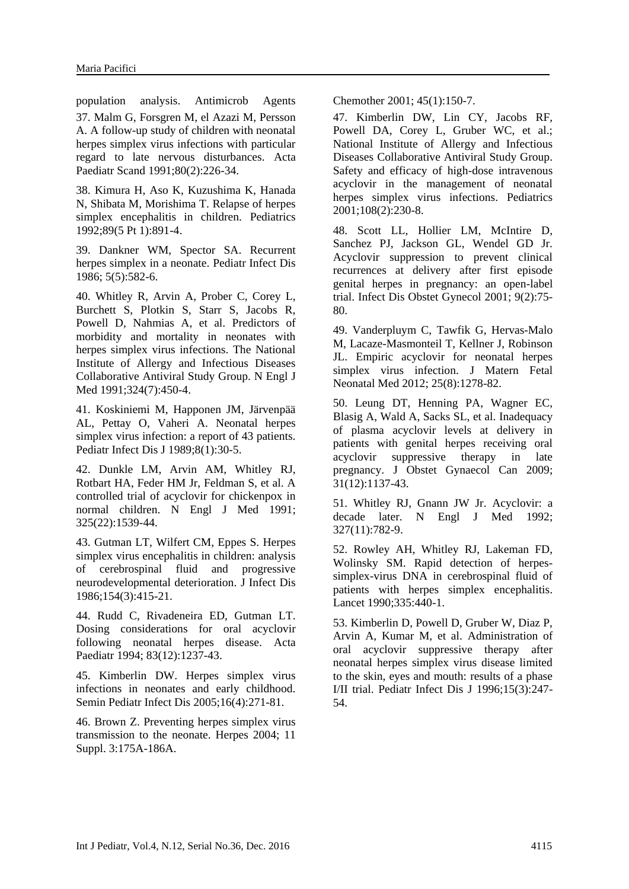population analysis. Antimicrob Agents Chemother 2001; 45(1):150-7.

37. Malm G, Forsgren M, el Azazi M, Persson A. A follow-up study of children with neonatal herpes simplex virus infections with particular regard to late nervous disturbances. Acta Paediatr Scand 1991;80(2):226-34.

38. Kimura H, Aso K, Kuzushima K, Hanada N, Shibata M, Morishima T. Relapse of herpes simplex encephalitis in children. Pediatrics 1992;89(5 Pt 1):891-4.

39. Dankner WM, Spector SA. Recurrent herpes simplex in a neonate. Pediatr Infect Dis 1986; 5(5):582-6.

40. Whitley R, Arvin A, Prober C, Corey L, Burchett S, Plotkin S, Starr S, Jacobs R, Powell D, Nahmias A, et al. Predictors of morbidity and mortality in neonates with herpes simplex virus infections. The National Institute of Allergy and Infectious Diseases Collaborative Antiviral Study Group. N Engl J Med 1991;324(7):450-4.

41. Koskiniemi M, Happonen JM, Järvenpää AL, Pettay O, Vaheri A. Neonatal herpes simplex virus infection: a report of 43 patients. Pediatr Infect Dis J 1989;8(1):30-5.

42. Dunkle LM, Arvin AM, Whitley RJ, Rotbart HA, Feder HM Jr, Feldman S, et al. A controlled trial of acyclovir for chickenpox in normal children. N Engl J Med 1991; 325(22):1539-44.

43. Gutman LT, Wilfert CM, Eppes S. Herpes simplex virus encephalitis in children: analysis of cerebrospinal fluid and progressive neurodevelopmental deterioration. J Infect Dis 1986;154(3):415-21.

44. Rudd C, Rivadeneira ED, Gutman LT. Dosing considerations for oral acyclovir following neonatal herpes disease. Acta Paediatr 1994; 83(12):1237-43.

45. Kimberlin DW. Herpes simplex virus infections in neonates and early childhood. Semin Pediatr Infect Dis 2005;16(4):271-81.

46. Brown Z. Preventing herpes simplex virus transmission to the neonate. Herpes 2004; 11 Suppl. 3:175A-186A.

47. Kimberlin DW, Lin CY, Jacobs RF, Powell DA, Corey L, Gruber WC, et al.; National Institute of Allergy and Infectious Diseases Collaborative Antiviral Study Group. Safety and efficacy of high-dose intravenous acyclovir in the management of neonatal herpes simplex virus infections. Pediatrics 2001;108(2):230-8.

48. Scott LL, Hollier LM, McIntire D, Sanchez PJ, Jackson GL, Wendel GD Jr. Acyclovir suppression to prevent clinical recurrences at delivery after first episode genital herpes in pregnancy: an open-label trial. Infect Dis Obstet Gynecol 2001; 9(2):75-80.

49. Vanderpluym C, Tawfik G, Hervas-Malo M, Lacaze-Masmonteil T, Kellner J, Robinson JL. Empiric acyclovir for neonatal herpes simplex virus infection. J Matern Fetal Neonatal Med 2012; 25(8):1278-82.

50. Leung DT, Henning PA, Wagner EC, Blasig A, Wald A, Sacks SL, et al. Inadequacy of plasma acyclovir levels at delivery in patients with genital herpes receiving oral acyclovir suppressive therapy in late pregnancy. J Obstet Gynaecol Can 2009; 31(12):1137-43.

51. Whitley RJ, Gnann JW Jr. Acyclovir: a decade later. N Engl J Med 1992; 327(11):782-9.

52. Rowley AH, Whitley RJ, Lakeman FD, Wolinsky SM. Rapid detection of herpes-simplex-virus DNA in cerebrospinal fluid of patients with herpes simplex encephalitis. Lancet 1990;335:440-1.

53. Kimberlin D, Powell D, Gruber W, Diaz P, Arvin A, Kumar M, et al. Administration of oral acyclovir suppressive therapy after neonatal herpes simplex virus disease limited to the skin, eyes and mouth: results of a phase I/II trial. Pediatr Infect Dis J 1996;15(3):247-54.